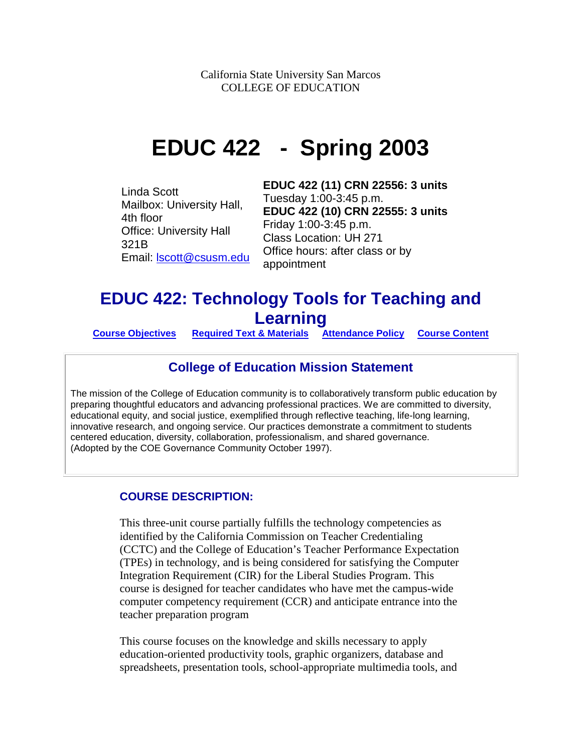California State University San Marcos
COLLEGE OF EDUCATION

# EDUCAT 422 - Spring 2003

Linda Scott
Mailbox: University Hall, 4th floor
Office: University Hall 321B
Email: lscott@csusm.edu

**EDUC 422 (11) CRN 22556: 3 units**
Tuesday 1:00-3:45 p.m.
**EDUC 422 (10) CRN 22555: 3 units**
Friday 1:00-3:45 p.m.
Class Location: UH 271
Office hours: after class or by appointment

## EDUC 422: Technology Tools for Teaching and Learning

**Course Objectives** **Required Text & Materials** **Attendance Policy** **Course Content**

### College of Education Mission Statement

The mission of the College of Education community is to collaboratively transform public education by preparing thoughtful educators and advancing professional practices. We are committed to diversity, educational equity, and social justice, exemplified through reflective teaching, life-long learning, innovative research, and ongoing service. Our practices demonstrate a commitment to students centered education, diversity, collaboration, professionalism, and shared governance. (Adopted by the COE Governance Community October 1997).

### COURSE DESCRIPTION:

This three-unit course partially fulfills the technology competencies as identified by the California Commission on Teacher Credentialing (CCTC) and the College of Education's Teacher Performance Expectation (TPEs) in technology, and is being considered for satisfying the Computer Integration Requirement (CIR) for the Liberal Studies Program. This course is designed for teacher candidates who have met the campus-wide computer competency requirement (CCR) and anticipate entrance into the teacher preparation program

This course focuses on the knowledge and skills necessary to apply education-oriented productivity tools, graphic organizers, database and spreadsheets, presentation tools, school-appropriate multimedia tools, and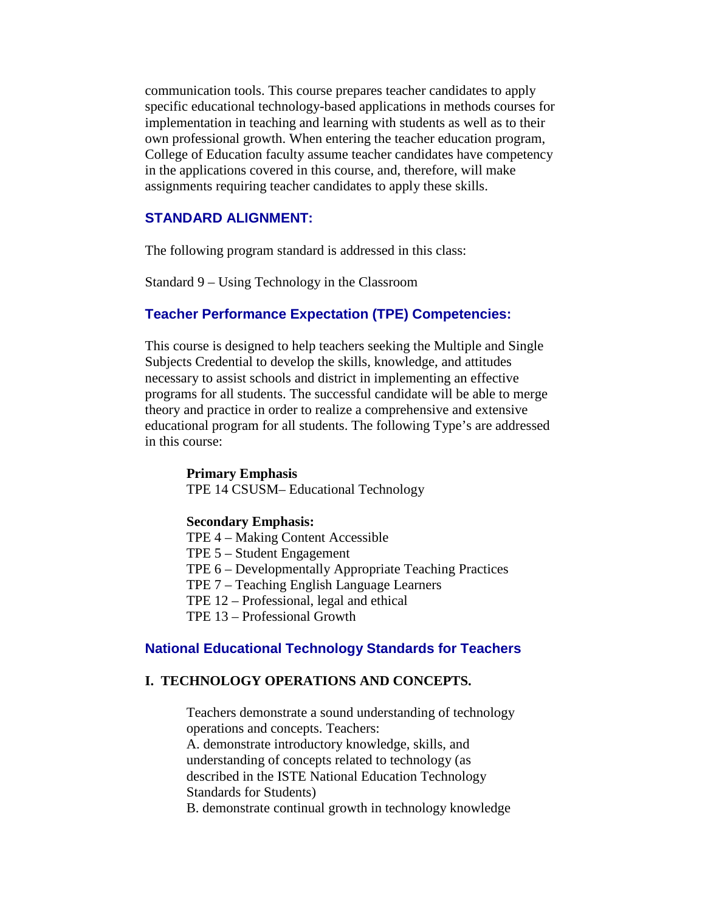communication tools. This course prepares teacher candidates to apply specific educational technology-based applications in methods courses for implementation in teaching and learning with students as well as to their own professional growth. When entering the teacher education program, College of Education faculty assume teacher candidates have competency in the applications covered in this course, and, therefore, will make assignments requiring teacher candidates to apply these skills.

## STANDARD ALIGNMENT:

The following program standard is addressed in this class:

Standard 9 – Using Technology in the Classroom

## Teacher Performance Expectation (TPE) Competencies:

This course is designed to help teachers seeking the Multiple and Single Subjects Credential to develop the skills, knowledge, and attitudes necessary to assist schools and district in implementing an effective programs for all students. The successful candidate will be able to merge theory and practice in order to realize a comprehensive and extensive educational program for all students. The following Type's are addressed in this course:

**Primary Emphasis**
TPE 14 CSUSM– Educational Technology

**Secondary Emphasis:**
TPE 4 – Making Content Accessible
TPE 5 – Student Engagement
TPE 6 – Developmentally Appropriate Teaching Practices
TPE 7 – Teaching English Language Learners
TPE 12 – Professional, legal and ethical
TPE 13 – Professional Growth

## National Educational Technology Standards for Teachers

### I. TECHNOLOGY OPERATIONS AND CONCEPTS.

Teachers demonstrate a sound understanding of technology operations and concepts. Teachers:
A. demonstrate introductory knowledge, skills, and understanding of concepts related to technology (as described in the ISTE National Education Technology Standards for Students)
B. demonstrate continual growth in technology knowledge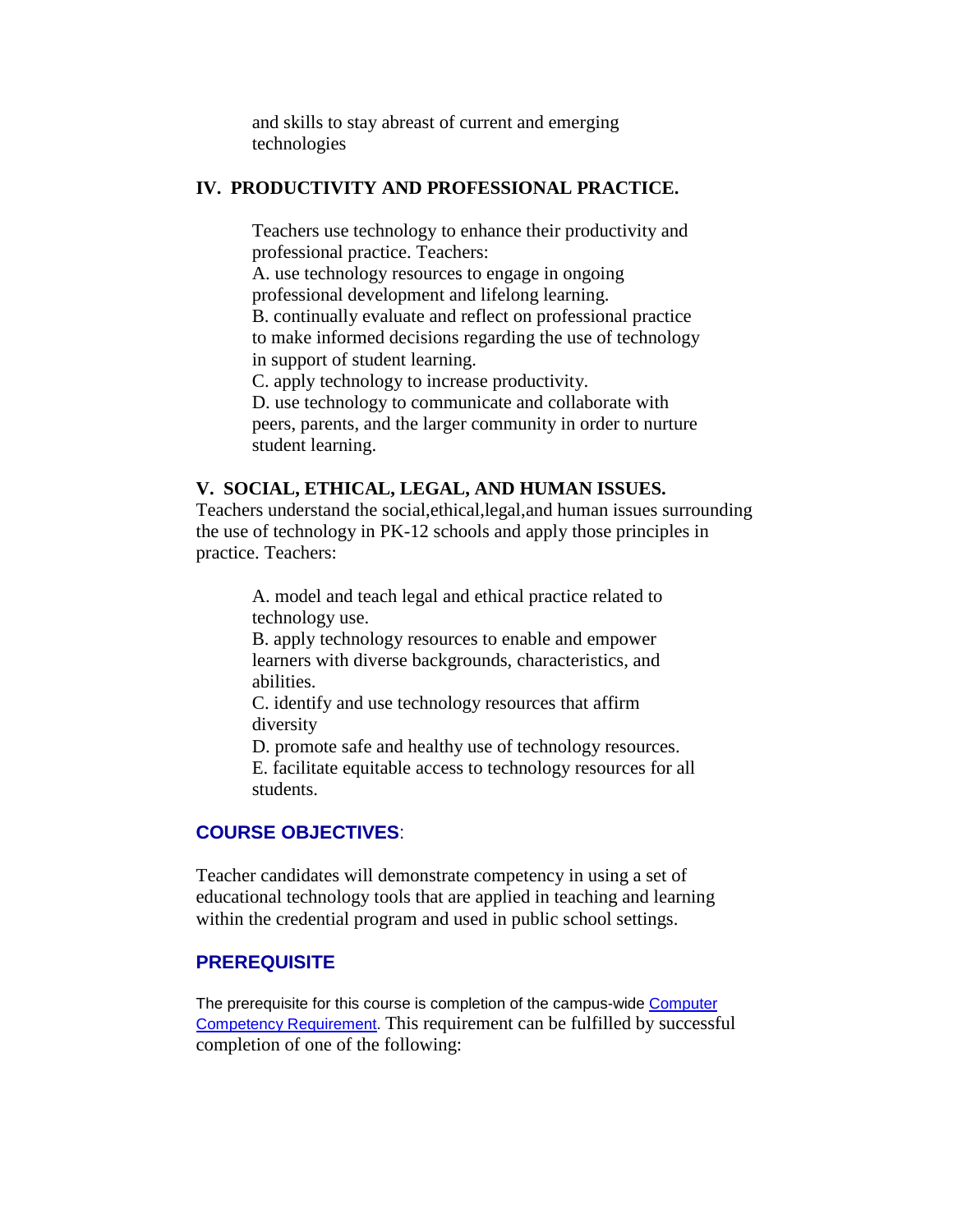and skills to stay abreast of current and emerging technologies

**IV. PRODUCTIVITY AND PROFESSIONAL PRACTICE.**

Teachers use technology to enhance their productivity and professional practice. Teachers:
A. use technology resources to engage in ongoing professional development and lifelong learning.
B. continually evaluate and reflect on professional practice to make informed decisions regarding the use of technology in support of student learning.
C. apply technology to increase productivity.
D. use technology to communicate and collaborate with peers, parents, and the larger community in order to nurture student learning.

**V. SOCIAL, ETHICAL, LEGAL, AND HUMAN ISSUES.**
Teachers understand the social,ethical,legal,and human issues surrounding the use of technology in PK-12 schools and apply those principles in practice. Teachers:

A. model and teach legal and ethical practice related to technology use.
B. apply technology resources to enable and empower learners with diverse backgrounds, characteristics, and abilities.
C. identify and use technology resources that affirm diversity
D. promote safe and healthy use of technology resources.
E. facilitate equitable access to technology resources for all students.

## **COURSE OBJECTIVES**:

Teacher candidates will demonstrate competency in using a set of educational technology tools that are applied in teaching and learning within the credential program and used in public school settings.

## **PREREQUISITE**

The prerequisite for this course is completion of the campus-wide Computer Competency Requirement. This requirement can be fulfilled by successful completion of one of the following: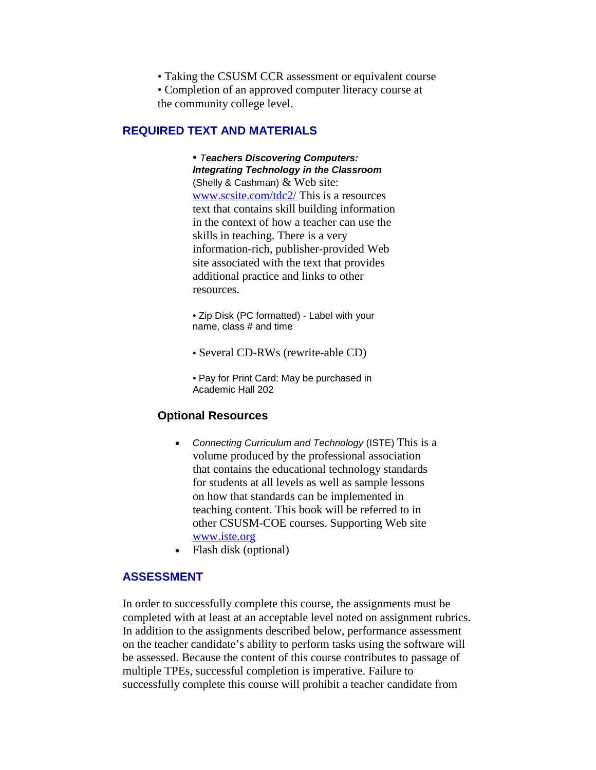• Taking the CSUSM CCR assessment or equivalent course
• Completion of an approved computer literacy course at the community college level.

## REQUIRED TEXT AND MATERIALS

• ***Teachers Discovering Computers: Integrating Technology in the Classroom*** (Shelly & Cashman) & Web site: www.scsite.com/tdc2/ This is a resources text that contains skill building information in the context of how a teacher can use the skills in teaching. There is a very information-rich, publisher-provided Web site associated with the text that provides additional practice and links to other resources.

• Zip Disk (PC formatted) - Label with your name, class # and time

• Several CD-RWs (rewrite-able CD)

• Pay for Print Card: May be purchased in Academic Hall 202

### Optional Resources

- *Connecting Curriculum and Technology* (ISTE) This is a volume produced by the professional association that contains the educational technology standards for students at all levels as well as sample lessons on how that standards can be implemented in teaching content. This book will be referred to in other CSUSM-COE courses. Supporting Web site www.iste.org
- Flash disk (optional)

## ASSESSMENT

In order to successfully complete this course, the assignments must be completed with at least at an acceptable level noted on assignment rubrics. In addition to the assignments described below, performance assessment on the teacher candidate's ability to perform tasks using the software will be assessed. Because the content of this course contributes to passage of multiple TPEs, successful completion is imperative. Failure to successfully complete this course will prohibit a teacher candidate from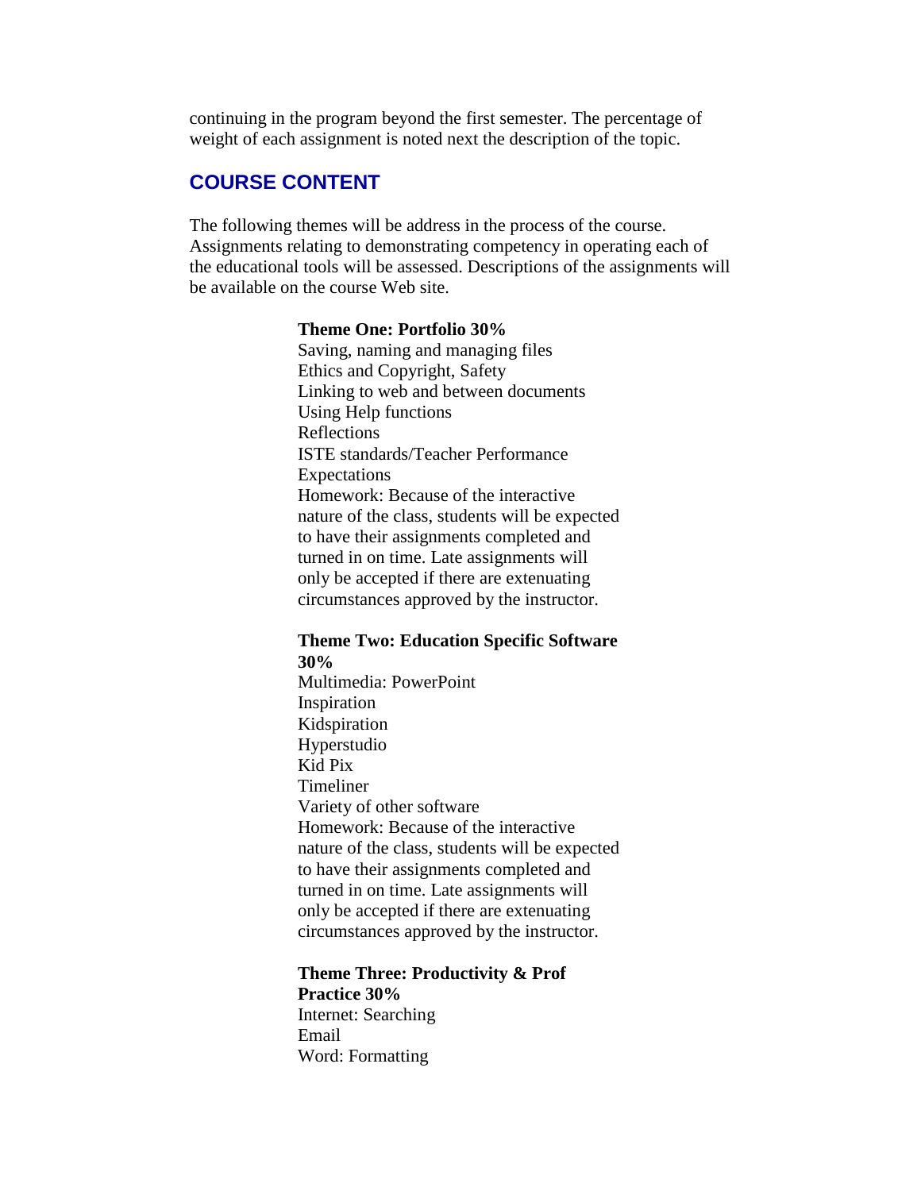continuing in the program beyond the first semester. The percentage of weight of each assignment is noted next the description of the topic.

## COURSE CONTENT

The following themes will be address in the process of the course. Assignments relating to demonstrating competency in operating each of the educational tools will be assessed. Descriptions of the assignments will be available on the course Web site.

**Theme One: Portfolio 30%**
Saving, naming and managing files
Ethics and Copyright, Safety
Linking to web and between documents
Using Help functions
Reflections
ISTE standards/Teacher Performance Expectations
Homework: Because of the interactive nature of the class, students will be expected to have their assignments completed and turned in on time. Late assignments will only be accepted if there are extenuating circumstances approved by the instructor.

**Theme Two: Education Specific Software 30%**
Multimedia: PowerPoint
Inspiration
Kidspiration
Hyperstudio
Kid Pix
Timeliner
Variety of other software
Homework: Because of the interactive nature of the class, students will be expected to have their assignments completed and turned in on time. Late assignments will only be accepted if there are extenuating circumstances approved by the instructor.

**Theme Three: Productivity & Prof Practice 30%**
Internet: Searching
Email
Word: Formatting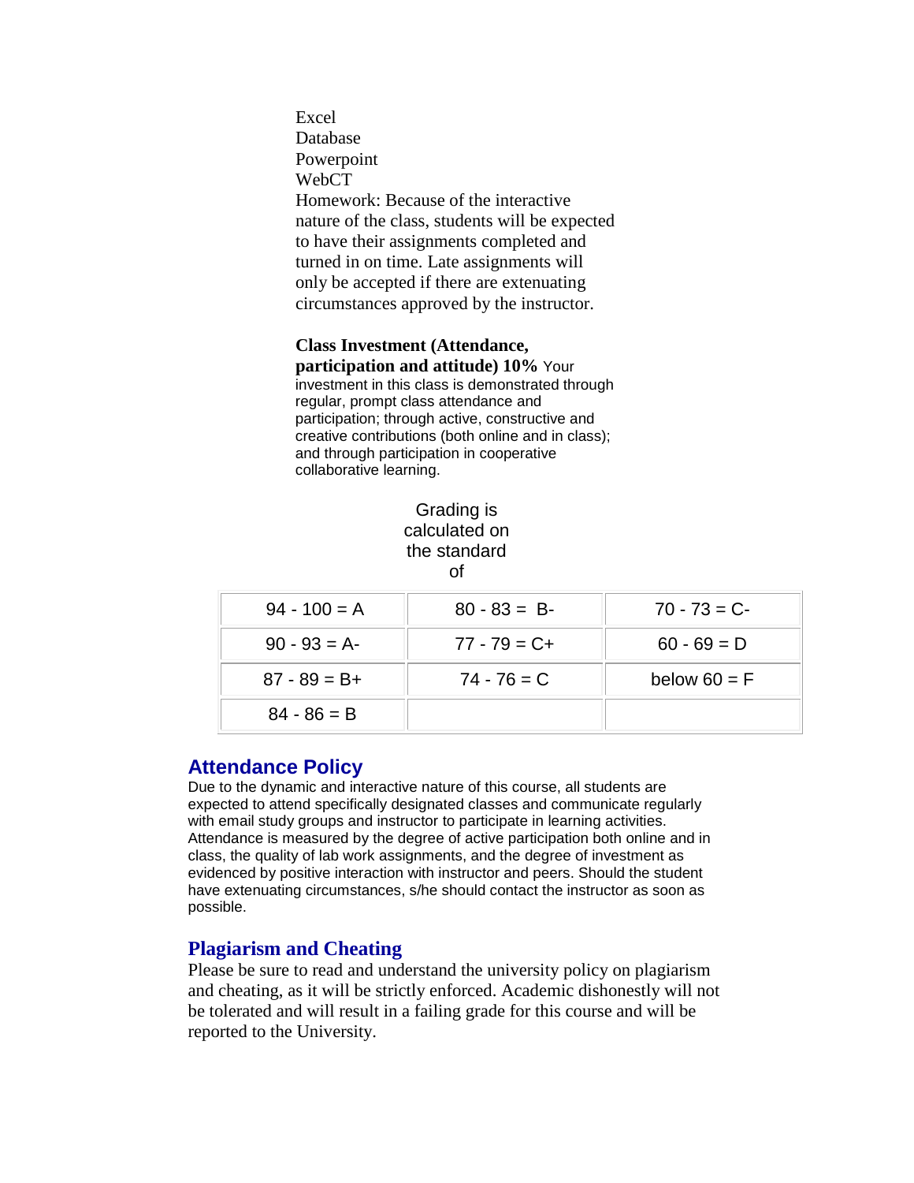Excel
Database
Powerpoint
WebCT

Homework: Because of the interactive nature of the class, students will be expected to have their assignments completed and turned in on time. Late assignments will only be accepted if there are extenuating circumstances approved by the instructor.

**Class Investment (Attendance, participation and attitude) 10%** Your investment in this class is demonstrated through regular, prompt class attendance and participation; through active, constructive and creative contributions (both online and in class); and through participation in cooperative collaborative learning.

Grading is calculated on the standard of

| | | |
|---|---|---|
| 94 - 100 = A | 80 - 83 = B- | 70 - 73 = C- |
| 90 - 93 = A- | 77 - 79 = C+ | 60 - 69 = D |
| 87 - 89 = B+ | 74 - 76 = C | below 60 = F |
| 84 - 86 = B | | |

## Attendance Policy

Due to the dynamic and interactive nature of this course, all students are expected to attend specifically designated classes and communicate regularly with email study groups and instructor to participate in learning activities. Attendance is measured by the degree of active participation both online and in class, the quality of lab work assignments, and the degree of investment as evidenced by positive interaction with instructor and peers. Should the student have extenuating circumstances, s/he should contact the instructor as soon as possible.

## Plagiarism and Cheating

Please be sure to read and understand the university policy on plagiarism and cheating, as it will be strictly enforced. Academic dishonestly will not be tolerated and will result in a failing grade for this course and will be reported to the University.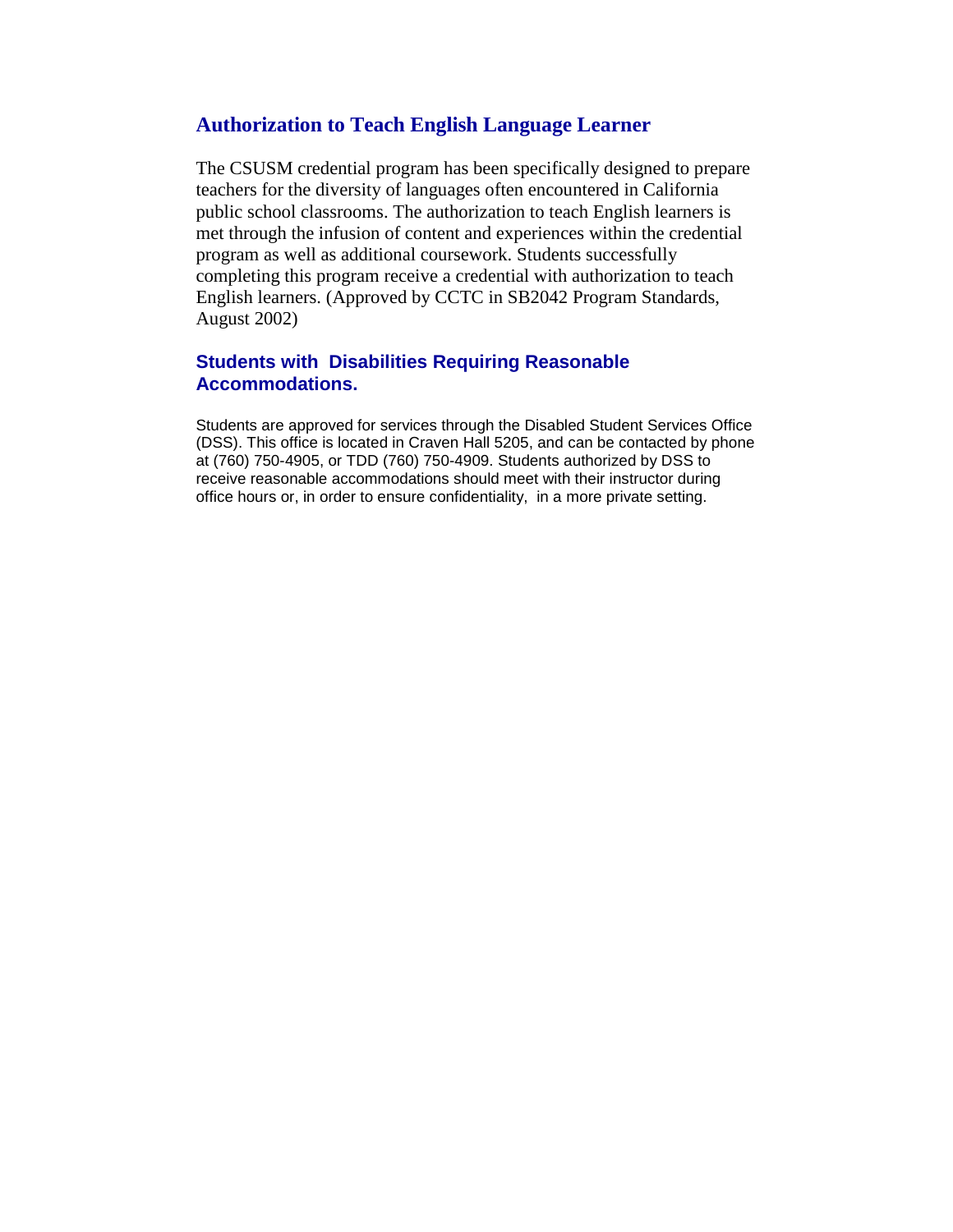## Authorization to Teach English Language Learner

The CSUSM credential program has been specifically designed to prepare teachers for the diversity of languages often encountered in California public school classrooms. The authorization to teach English learners is met through the infusion of content and experiences within the credential program as well as additional coursework. Students successfully completing this program receive a credential with authorization to teach English learners. (Approved by CCTC in SB2042 Program Standards, August 2002)

## Students with Disabilities Requiring Reasonable Accommodations.

Students are approved for services through the Disabled Student Services Office (DSS). This office is located in Craven Hall 5205, and can be contacted by phone at (760) 750-4905, or TDD (760) 750-4909. Students authorized by DSS to receive reasonable accommodations should meet with their instructor during office hours or, in order to ensure confidentiality, in a more private setting.